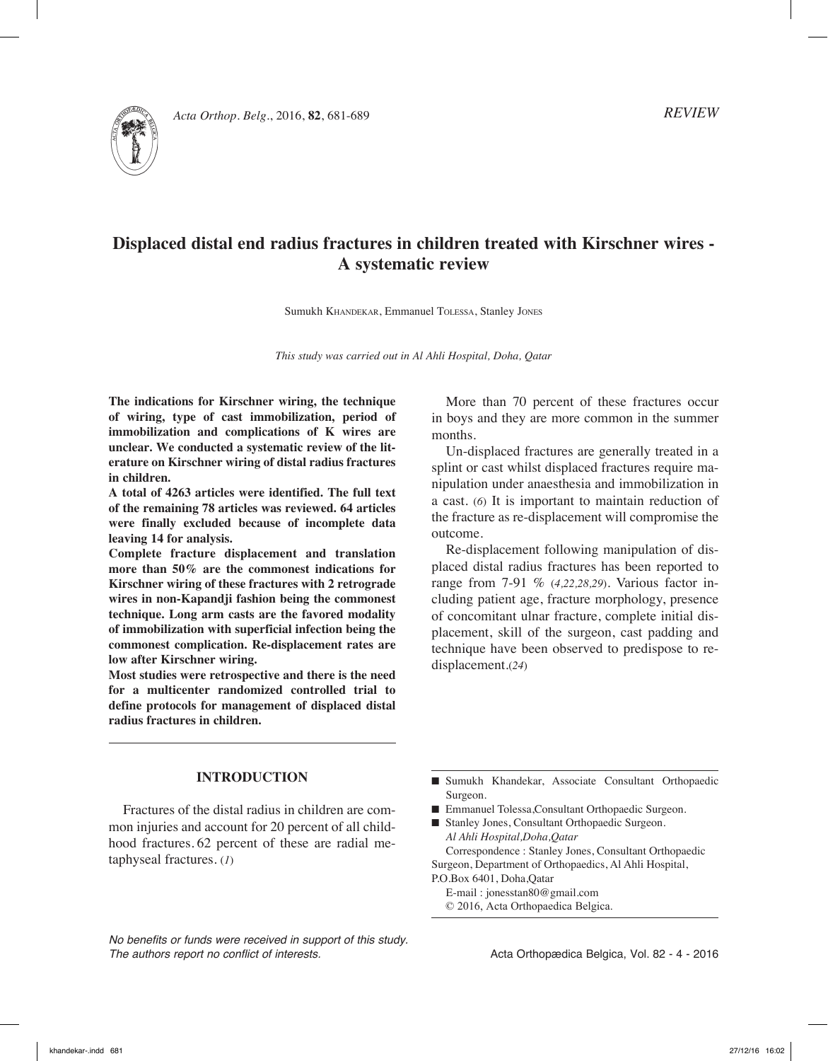*REVIEW*

# Displaced distal end radius fractures in children treated with Kirschner wires - A systematic review

Sumukh Khandekar, Emmanuel Tolessa, Stanley Jones

*This study was carried out in Al Ahli Hospital, Doha, Qatar*

**The indications for Kirschner wiring, the technique of wiring, type of cast immobilization, period of immobilization and complications of K wires are unclear. We conducted a systematic review of the literature on Kirschner wiring of distal radius fractures in children.**

**A total of 4263 articles were identified. The full text of the remaining 78 articles was reviewed. 64 articles were finally excluded because of incomplete data leaving 14 for analysis.**

**Complete fracture displacement and translation more than 50% are the commonest indications for Kirschner wiring of these fractures with 2 retrograde wires in non-Kapandji fashion being the commonest technique. Long arm casts are the favored modality of immobilization with superficial infection being the commonest complication. Re-displacement rates are low after Kirschner wiring.**

**Most studies were retrospective and there is the need for a multicenter randomized controlled trial to define protocols for management of displaced distal radius fractures in children.**

## INTRODUCTION

Fractures of the distal radius in children are common injuries and account for 20 percent of all childhood fractures. 62 percent of these are radial metaphyseal fractures. (*1*)

More than 70 percent of these fractures occur in boys and they are more common in the summer months.

Un-displaced fractures are generally treated in a splint or cast whilst displaced fractures require manipulation under anaesthesia and immobilization in a cast. (*6*) It is important to maintain reduction of the fracture as re-displacement will compromise the outcome.

Re-displacement following manipulation of displaced distal radius fractures has been reported to range from 7-91 % (*4,22,28,29*). Various factor including patient age, fracture morphology, presence of concomitant ulnar fracture, complete initial displacement, skill of the surgeon, cast padding and technique have been observed to predispose to re-displacement.(*24*)

- Sumukh Khandekar, Associate Consultant Orthopaedic Surgeon.
- Emmanuel Tolessa,Consultant Orthopaedic Surgeon.
- Stanley Jones, Consultant Orthopaedic Surgeon.
  *Al Ahli Hospital,Doha,Qatar*

Correspondence : Stanley Jones, Consultant Orthopaedic Surgeon, Department of Orthopaedics, Al Ahli Hospital, P.O.Box 6401, Doha,Qatar

E-mail : jonesstan80@gmail.com

© 2016, Acta Orthopaedica Belgica.

*No benefits or funds were received in support of this study. The authors report no conflict of interests.*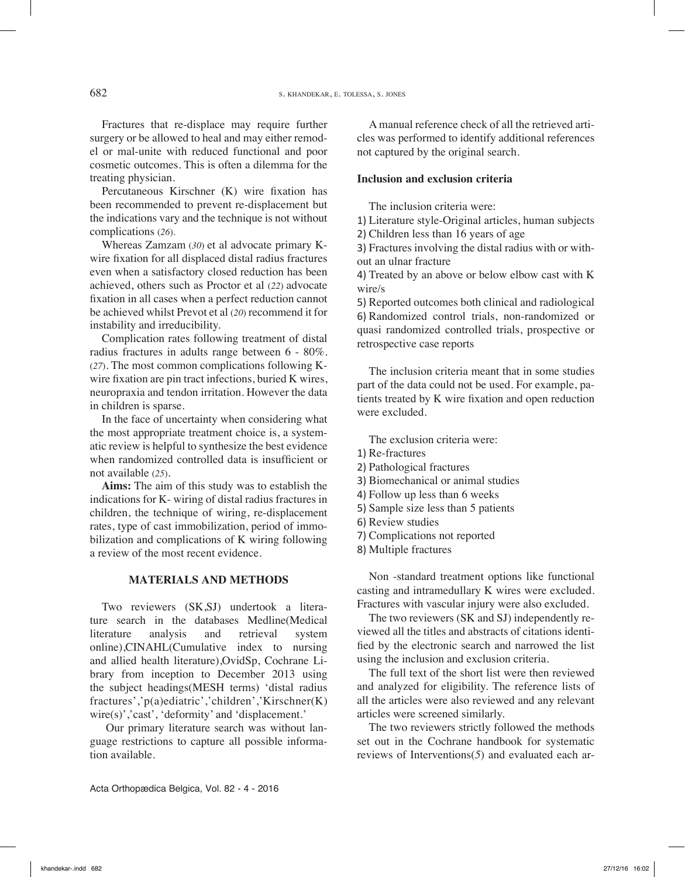Fractures that re-displace may require further surgery or be allowed to heal and may either remodel or mal-unite with reduced functional and poor cosmetic outcomes. This is often a dilemma for the treating physician.

Percutaneous Kirschner (K) wire fixation has been recommended to prevent re-displacement but the indications vary and the technique is not without complications (*26*).

Whereas Zamzam (*30*) et al advocate primary K-wire fixation for all displaced distal radius fractures even when a satisfactory closed reduction has been achieved, others such as Proctor et al (*22*) advocate fixation in all cases when a perfect reduction cannot be achieved whilst Prevot et al (*20*) recommend it for instability and irreducibility.

Complication rates following treatment of distal radius fractures in adults range between 6 - 80%. (*27*). The most common complications following K-wire fixation are pin tract infections, buried K wires, neuropraxia and tendon irritation. However the data in children is sparse.

In the face of uncertainty when considering what the most appropriate treatment choice is, a systematic review is helpful to synthesize the best evidence when randomized controlled data is insufficient or not available (*25*).

**Aims:** The aim of this study was to establish the indications for K- wiring of distal radius fractures in children, the technique of wiring, re-displacement rates, type of cast immobilization, period of immobilization and complications of K wiring following a review of the most recent evidence.

## MATERIALS AND METHODS

Two reviewers (SK,SJ) undertook a literature search in the databases Medline(Medical literature analysis and retrieval system online),CINAHL(Cumulative index to nursing and allied health literature),OvidSp, Cochrane Library from inception to December 2013 using the subject headings(MESH terms) 'distal radius fractures','p(a)ediatric','children','Kirschner(K) wire(s)','cast', 'deformity' and 'displacement.'

Our primary literature search was without language restrictions to capture all possible information available.

A manual reference check of all the retrieved articles was performed to identify additional references not captured by the original search.

### Inclusion and exclusion criteria

The inclusion criteria were:

1) Literature style-Original articles, human subjects
2) Children less than 16 years of age
3) Fractures involving the distal radius with or without an ulnar fracture
4) Treated by an above or below elbow cast with K wire/s
5) Reported outcomes both clinical and radiological
6) Randomized control trials, non-randomized or quasi randomized controlled trials, prospective or retrospective case reports

The inclusion criteria meant that in some studies part of the data could not be used. For example, patients treated by K wire fixation and open reduction were excluded.

The exclusion criteria were:

1) Re-fractures
2) Pathological fractures
3) Biomechanical or animal studies
4) Follow up less than 6 weeks
5) Sample size less than 5 patients
6) Review studies
7) Complications not reported
8) Multiple fractures

Non -standard treatment options like functional casting and intramedullary K wires were excluded. Fractures with vascular injury were also excluded.

The two reviewers (SK and SJ) independently reviewed all the titles and abstracts of citations identified by the electronic search and narrowed the list using the inclusion and exclusion criteria.

The full text of the short list were then reviewed and analyzed for eligibility. The reference lists of all the articles were also reviewed and any relevant articles were screened similarly.

The two reviewers strictly followed the methods set out in the Cochrane handbook for systematic reviews of Interventions(*5*) and evaluated each ar-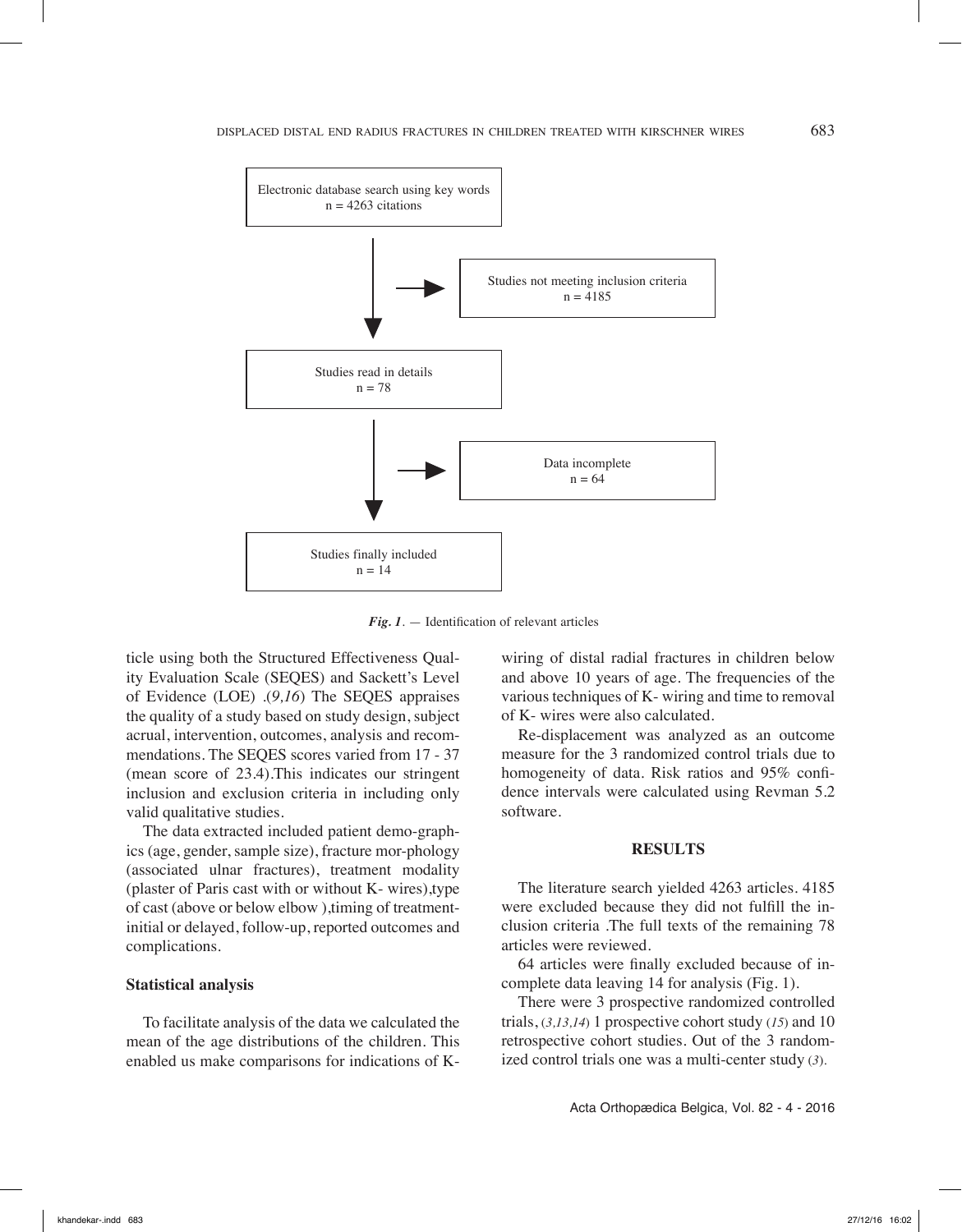Electronic database search using key words
n = 4263 citations

Studies not meeting inclusion criteria
n = 4185

Studies read in details
n = 78

Data incomplete
n = 64

Studies finally included
n = 14

***Fig. 1***. — Identification of relevant articles

ticle using both the Structured Effectiveness Quality Evaluation Scale (SEQES) and Sackett's Level of Evidence (LOE) .(*9,16*) The SEQES appraises the quality of a study based on study design, subject acrual, intervention, outcomes, analysis and recommendations. The SEQES scores varied from 17 - 37 (mean score of 23.4).This indicates our stringent inclusion and exclusion criteria in including only valid qualitative studies.

The data extracted included patient demo-graphics (age, gender, sample size), fracture mor-phology (associated ulnar fractures), treatment modality (plaster of Paris cast with or without K- wires),type of cast (above or below elbow ),timing of treatment-initial or delayed, follow-up, reported outcomes and complications.

### Statistical analysis

To facilitate analysis of the data we calculated the mean of the age distributions of the children. This enabled us make comparisons for indications of K-wiring of distal radial fractures in children below and above 10 years of age. The frequencies of the various techniques of K- wiring and time to removal of K- wires were also calculated.

Re-displacement was analyzed as an outcome measure for the 3 randomized control trials due to homogeneity of data. Risk ratios and 95% confidence intervals were calculated using Revman 5.2 software.

## RESULTS

The literature search yielded 4263 articles. 4185 were excluded because they did not fulfill the inclusion criteria .The full texts of the remaining 78 articles were reviewed.

64 articles were finally excluded because of incomplete data leaving 14 for analysis (Fig. 1).

There were 3 prospective randomized controlled trials, (*3,13,14*) 1 prospective cohort study (*15*) and 10 retrospective cohort studies. Out of the 3 randomized control trials one was a multi-center study (*3*).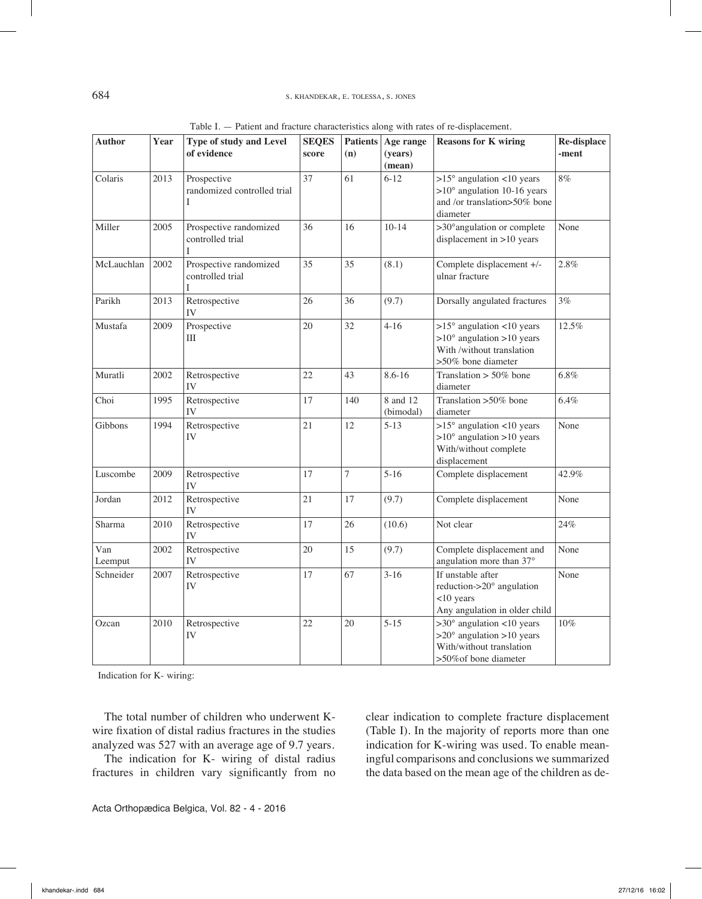Table I. — Patient and fracture characteristics along with rates of re-displacement.

| Author | Year | Type of study and Level of evidence | SEQES score | Patients (n) | Age range (years) (mean) | Reasons for K wiring | Re-displace-ment |
|---|---|---|---|---|---|---|---|
| Colaris | 2013 | Prospective randomized controlled trial I | 37 | 61 | 6-12 | >15° angulation <10 years >10° angulation 10-16 years and /or translation>50% bone diameter | 8% |
| Miller | 2005 | Prospective randomized controlled trial I | 36 | 16 | 10-14 | >30°angulation or complete displacement in >10 years | None |
| McLauchlan | 2002 | Prospective randomized controlled trial I | 35 | 35 | (8.1) | Complete displacement +/- ulnar fracture | 2.8% |
| Parikh | 2013 | Retrospective IV | 26 | 36 | (9.7) | Dorsally angulated fractures | 3% |
| Mustafa | 2009 | Prospective III | 20 | 32 | 4-16 | >15° angulation <10 years >10° angulation >10 years With /without translation >50% bone diameter | 12.5% |
| Muratli | 2002 | Retrospective IV | 22 | 43 | 8.6-16 | Translation > 50% bone diameter | 6.8% |
| Choi | 1995 | Retrospective IV | 17 | 140 | 8 and 12 (bimodal) | Translation >50% bone diameter | 6.4% |
| Gibbons | 1994 | Retrospective IV | 21 | 12 | 5-13 | >15° angulation <10 years >10° angulation >10 years With/without complete displacement | None |
| Luscombe | 2009 | Retrospective IV | 17 | 7 | 5-16 | Complete displacement | 42.9% |
| Jordan | 2012 | Retrospective IV | 21 | 17 | (9.7) | Complete displacement | None |
| Sharma | 2010 | Retrospective IV | 17 | 26 | (10.6) | Not clear | 24% |
| Van Leemput | 2002 | Retrospective IV | 20 | 15 | (9.7) | Complete displacement and angulation more than 37° | None |
| Schneider | 2007 | Retrospective IV | 17 | 67 | 3-16 | If unstable after reduction->20° angulation <10 years Any angulation in older child | None |
| Ozcan | 2010 | Retrospective IV | 22 | 20 | 5-15 | >30° angulation <10 years >20° angulation >10 years With/without translation >50%of bone diameter | 10% |

Indication for K- wiring:

The total number of children who underwent K-wire fixation of distal radius fractures in the studies analyzed was 527 with an average age of 9.7 years.

The indication for K- wiring of distal radius fractures in children vary significantly from no clear indication to complete fracture displacement (Table I). In the majority of reports more than one indication for K-wiring was used. To enable meaningful comparisons and conclusions we summarized the data based on the mean age of the children as de-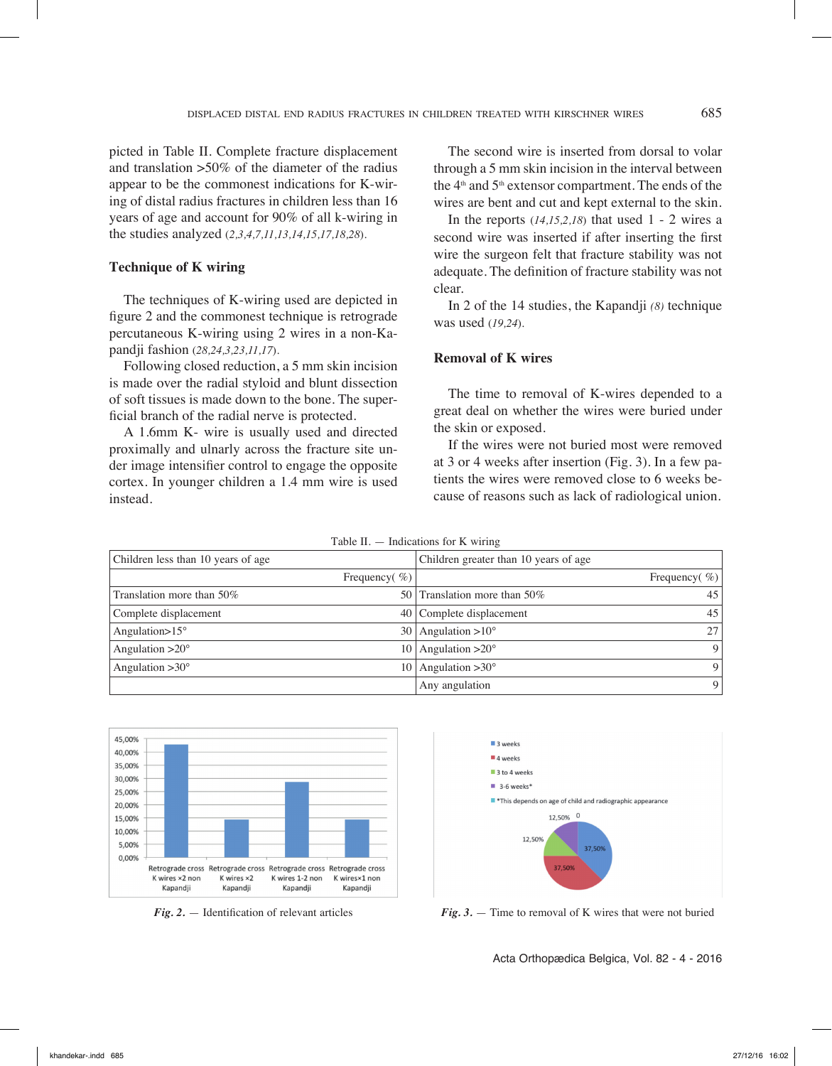picted in Table II. Complete fracture displacement and translation >50% of the diameter of the radius appear to be the commonest indications for K-wiring of distal radius fractures in children less than 16 years of age and account for 90% of all k-wiring in the studies analyzed (2,3,4,7,11,13,14,15,17,18,28).

### Technique of K wiring

The techniques of K-wiring used are depicted in figure 2 and the commonest technique is retrograde percutaneous K-wiring using 2 wires in a non-Kapandji fashion (28,24,3,23,11,17).

Following closed reduction, a 5 mm skin incision is made over the radial styloid and blunt dissection of soft tissues is made down to the bone. The superficial branch of the radial nerve is protected.

A 1.6mm K- wire is usually used and directed proximally and ulnarly across the fracture site under image intensifier control to engage the opposite cortex. In younger children a 1.4 mm wire is used instead.

The second wire is inserted from dorsal to volar through a 5 mm skin incision in the interval between the 4th and 5th extensor compartment. The ends of the wires are bent and cut and kept external to the skin.

In the reports (14,15,2,18) that used 1 - 2 wires a second wire was inserted if after inserting the first wire the surgeon felt that fracture stability was not adequate. The definition of fracture stability was not clear.

In 2 of the 14 studies, the Kapandji (8) technique was used (19,24).

### Removal of K wires

The time to removal of K-wires depended to a great deal on whether the wires were buried under the skin or exposed.

If the wires were not buried most were removed at 3 or 4 weeks after insertion (Fig. 3). In a few patients the wires were removed close to 6 weeks because of reasons such as lack of radiological union.

Table II. — Indications for K wiring

| Children less than 10 years of age | Frequency( %) | Children greater than 10 years of age | Frequency( %) |
|---|---|---|---|
| Translation more than 50% | 50 | Translation more than 50% | 45 |
| Complete displacement | 40 | Complete displacement | 45 |
| Angulation>15° | 30 | Angulation >10° | 27 |
| Angulation >20° | 10 | Angulation >20° | 9 |
| Angulation >30° | 10 | Angulation >30° | 9 |
| | | Any angulation | 9 |

*Fig. 2.* — Identification of relevant articles

*Fig. 3.* — Time to removal of K wires that were not buried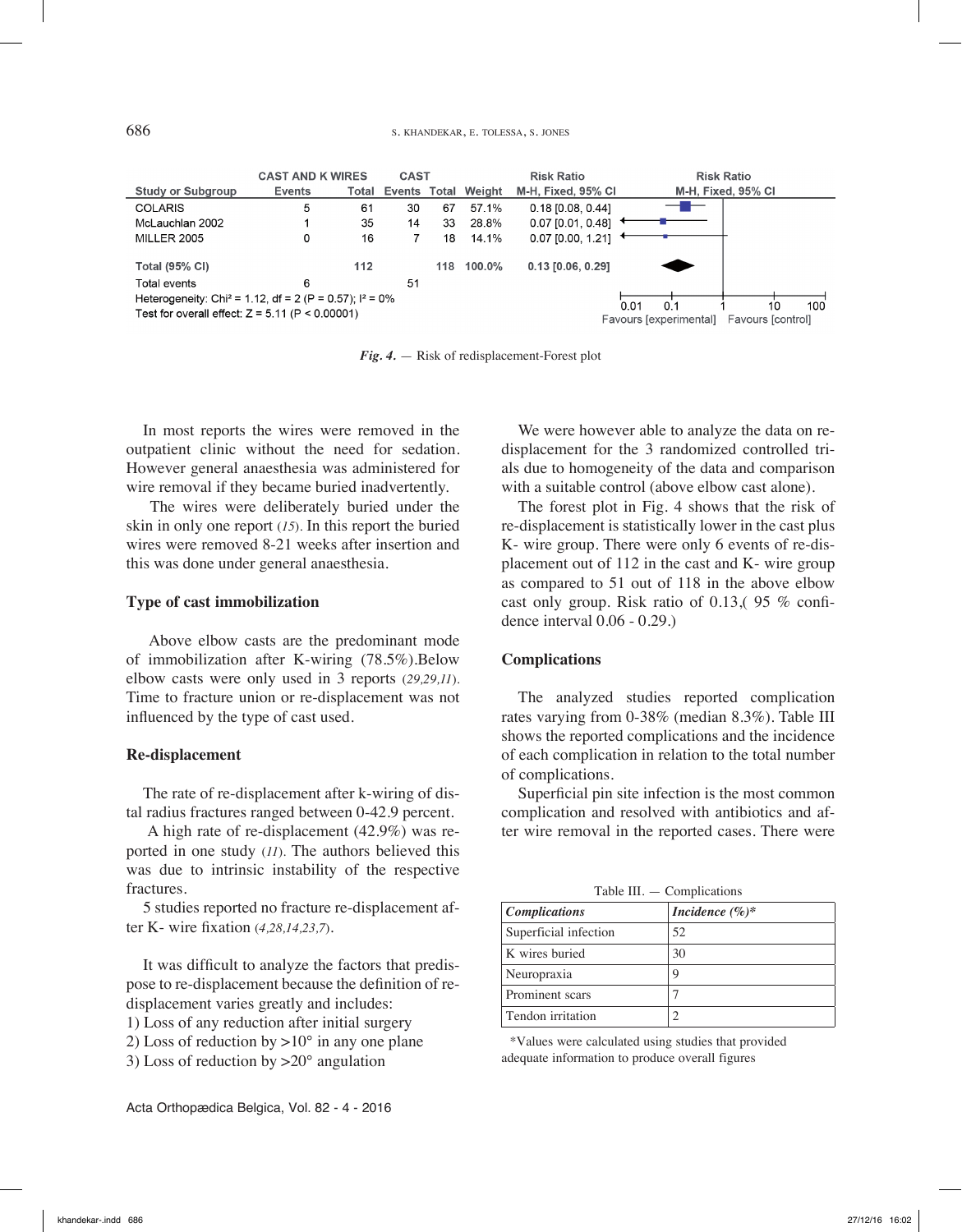| Study or Subgroup | CAST AND K WIRES Events | Total | CAST Events | Total | Weight | Risk Ratio M-H, Fixed, 95% CI |
|---|---|---|---|---|---|---|
| COLARIS | 5 | 61 | 30 | 67 | 57.1% | 0.18 [0.08, 0.44] |
| McLauchlan 2002 | 1 | 35 | 14 | 33 | 28.8% | 0.07 [0.01, 0.48] |
| MILLER 2005 | 0 | 16 | 7 | 18 | 14.1% | 0.07 [0.00, 1.21] |
| Total (95% CI) | | 112 | | 118 | 100.0% | 0.13 [0.06, 0.29] |
| Total events | 6 | | 51 | | | |

Heterogeneity: Chi² = 1.12, df = 2 (P = 0.57); I² = 0%
Test for overall effect: Z = 5.11 (P < 0.00001)

Risk Ratio M-H, Fixed, 95% CI: 0.01, 0.1, 1, 10, 100 — Favours [experimental] / Favours [control]

***Fig. 4.*** — Risk of redisplacement-Forest plot

In most reports the wires were removed in the outpatient clinic without the need for sedation. However general anaesthesia was administered for wire removal if they became buried inadvertently.

The wires were deliberately buried under the skin in only one report (*15*). In this report the buried wires were removed 8-21 weeks after insertion and this was done under general anaesthesia.

**Type of cast immobilization**

Above elbow casts are the predominant mode of immobilization after K-wiring (78.5%).Below elbow casts were only used in 3 reports (*29,29,11*). Time to fracture union or re-displacement was not influenced by the type of cast used.

**Re-displacement**

The rate of re-displacement after k-wiring of distal radius fractures ranged between 0-42.9 percent.

A high rate of re-displacement (42.9%) was reported in one study (*11*). The authors believed this was due to intrinsic instability of the respective fractures.

5 studies reported no fracture re-displacement after K- wire fixation (*4,28,14,23,7*).

It was difficult to analyze the factors that predispose to re-displacement because the definition of re-displacement varies greatly and includes:
1) Loss of any reduction after initial surgery
2) Loss of reduction by >10° in any one plane
3) Loss of reduction by >20° angulation

We were however able to analyze the data on re-displacement for the 3 randomized controlled trials due to homogeneity of the data and comparison with a suitable control (above elbow cast alone).

The forest plot in Fig. 4 shows that the risk of re-displacement is statistically lower in the cast plus K- wire group. There were only 6 events of re-displacement out of 112 in the cast and K- wire group as compared to 51 out of 118 in the above elbow cast only group. Risk ratio of 0.13,( 95 % confidence interval 0.06 - 0.29.)

**Complications**

The analyzed studies reported complication rates varying from 0-38% (median 8.3%). Table III shows the reported complications and the incidence of each complication in relation to the total number of complications.

Superficial pin site infection is the most common complication and resolved with antibiotics and after wire removal in the reported cases. There were

Table III. — Complications

| *Complications* | *Incidence (%)\** |
|---|---|
| Superficial infection | 52 |
| K wires buried | 30 |
| Neuropraxia | 9 |
| Prominent scars | 7 |
| Tendon irritation | 2 |

\*Values were calculated using studies that provided adequate information to produce overall figures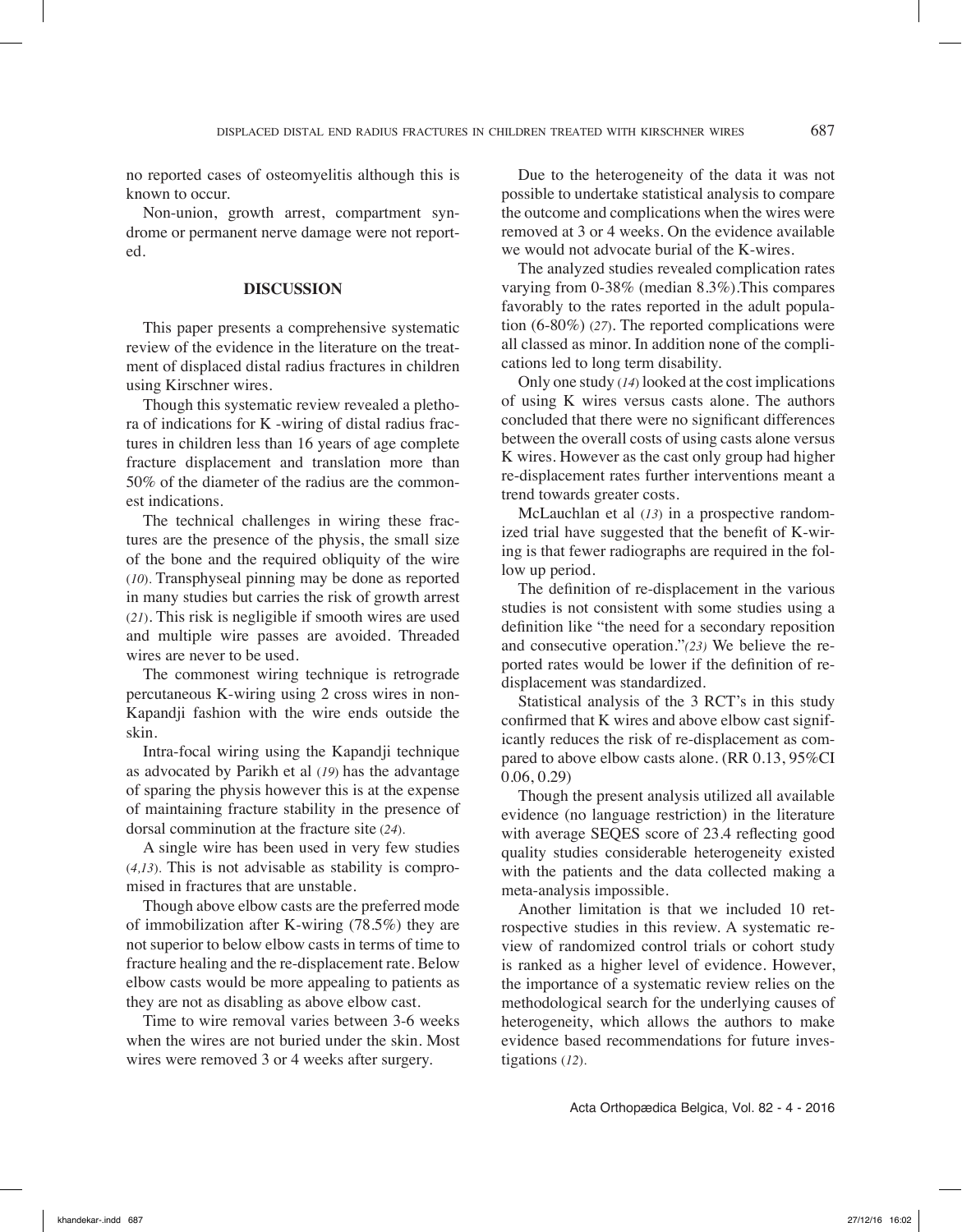no reported cases of osteomyelitis although this is known to occur.

Non-union, growth arrest, compartment syndrome or permanent nerve damage were not reported.

## DISCUSSION

This paper presents a comprehensive systematic review of the evidence in the literature on the treatment of displaced distal radius fractures in children using Kirschner wires.

Though this systematic review revealed a plethora of indications for K -wiring of distal radius fractures in children less than 16 years of age complete fracture displacement and translation more than 50% of the diameter of the radius are the commonest indications.

The technical challenges in wiring these fractures are the presence of the physis, the small size of the bone and the required obliquity of the wire (*10*). Transphyseal pinning may be done as reported in many studies but carries the risk of growth arrest (*21*). This risk is negligible if smooth wires are used and multiple wire passes are avoided. Threaded wires are never to be used.

The commonest wiring technique is retrograde percutaneous K-wiring using 2 cross wires in non-Kapandji fashion with the wire ends outside the skin.

Intra-focal wiring using the Kapandji technique as advocated by Parikh et al (*19*) has the advantage of sparing the physis however this is at the expense of maintaining fracture stability in the presence of dorsal comminution at the fracture site (*24*).

A single wire has been used in very few studies (*4,13*). This is not advisable as stability is compromised in fractures that are unstable.

Though above elbow casts are the preferred mode of immobilization after K-wiring (78.5%) they are not superior to below elbow casts in terms of time to fracture healing and the re-displacement rate. Below elbow casts would be more appealing to patients as they are not as disabling as above elbow cast.

Time to wire removal varies between 3-6 weeks when the wires are not buried under the skin. Most wires were removed 3 or 4 weeks after surgery.

Due to the heterogeneity of the data it was not possible to undertake statistical analysis to compare the outcome and complications when the wires were removed at 3 or 4 weeks. On the evidence available we would not advocate burial of the K-wires.

The analyzed studies revealed complication rates varying from 0-38% (median 8.3%).This compares favorably to the rates reported in the adult population (6-80%) (*27*). The reported complications were all classed as minor. In addition none of the complications led to long term disability.

Only one study (*14*) looked at the cost implications of using K wires versus casts alone. The authors concluded that there were no significant differences between the overall costs of using casts alone versus K wires. However as the cast only group had higher re-displacement rates further interventions meant a trend towards greater costs.

McLauchlan et al (*13*) in a prospective randomized trial have suggested that the benefit of K-wiring is that fewer radiographs are required in the follow up period.

The definition of re-displacement in the various studies is not consistent with some studies using a definition like "the need for a secondary reposition and consecutive operation."*(23)* We believe the reported rates would be lower if the definition of re-displacement was standardized.

Statistical analysis of the 3 RCT's in this study confirmed that K wires and above elbow cast significantly reduces the risk of re-displacement as compared to above elbow casts alone. (RR 0.13, 95%CI 0.06, 0.29)

Though the present analysis utilized all available evidence (no language restriction) in the literature with average SEQES score of 23.4 reflecting good quality studies considerable heterogeneity existed with the patients and the data collected making a meta-analysis impossible.

Another limitation is that we included 10 retrospective studies in this review. A systematic review of randomized control trials or cohort study is ranked as a higher level of evidence. However, the importance of a systematic review relies on the methodological search for the underlying causes of heterogeneity, which allows the authors to make evidence based recommendations for future investigations (*12*).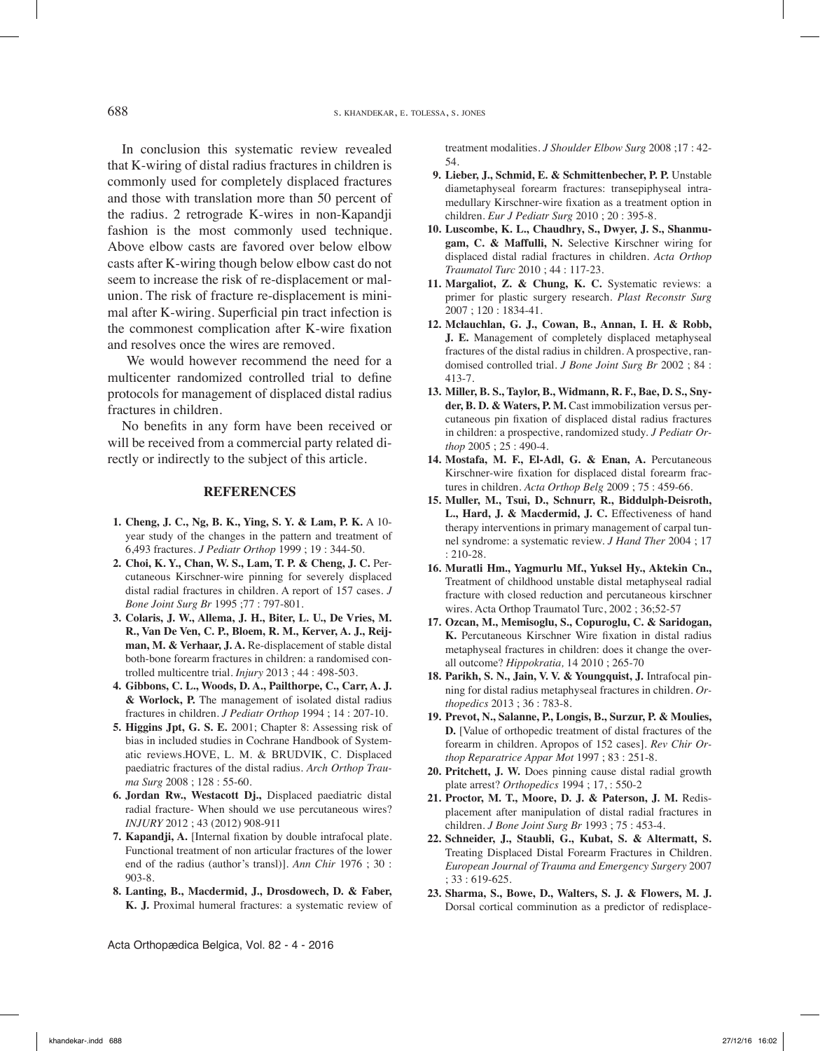In conclusion this systematic review revealed that K-wiring of distal radius fractures in children is commonly used for completely displaced fractures and those with translation more than 50 percent of the radius. 2 retrograde K-wires in non-Kapandji fashion is the most commonly used technique. Above elbow casts are favored over below elbow casts after K-wiring though below elbow cast do not seem to increase the risk of re-displacement or malunion. The risk of fracture re-displacement is minimal after K-wiring. Superficial pin tract infection is the commonest complication after K-wire fixation and resolves once the wires are removed.

We would however recommend the need for a multicenter randomized controlled trial to define protocols for management of displaced distal radius fractures in children.

No benefits in any form have been received or will be received from a commercial party related directly or indirectly to the subject of this article.

## REFERENCES

1. **Cheng, J. C., Ng, B. K., Ying, S. Y. & Lam, P. K.** A 10-year study of the changes in the pattern and treatment of 6,493 fractures. *J Pediatr Orthop* 1999 ; 19 : 344-50.
2. **Choi, K. Y., Chan, W. S., Lam, T. P. & Cheng, J. C.** Percutaneous Kirschner-wire pinning for severely displaced distal radial fractures in children. A report of 157 cases. *J Bone Joint Surg Br* 1995 ;77 : 797-801.
3. **Colaris, J. W., Allema, J. H., Biter, L. U., De Vries, M. R., Van De Ven, C. P., Bloem, R. M., Kerver, A. J., Reijman, M. & Verhaar, J. A.** Re-displacement of stable distal both-bone forearm fractures in children: a randomised controlled multicentre trial. *Injury* 2013 ; 44 : 498-503.
4. **Gibbons, C. L., Woods, D. A., Pailthorpe, C., Carr, A. J. & Worlock, P.** The management of isolated distal radius fractures in children. *J Pediatr Orthop* 1994 ; 14 : 207-10.
5. **Higgins Jpt, G. S. E.** 2001; Chapter 8: Assessing risk of bias in included studies in Cochrane Handbook of Systematic reviews.HOVE, L. M. & BRUDVIK, C. Displaced paediatric fractures of the distal radius. *Arch Orthop Trauma Surg* 2008 ; 128 : 55-60.
6. **Jordan Rw., Westacott Dj.,** Displaced paediatric distal radial fracture- When should we use percutaneous wires? *INJURY* 2012 ; 43 (2012) 908-911
7. **Kapandji, A.** [Internal fixation by double intrafocal plate. Functional treatment of non articular fractures of the lower end of the radius (author's transl)]. *Ann Chir* 1976 ; 30 : 903-8.
8. **Lanting, B., Macdermid, J., Drosdowech, D. & Faber, K. J.** Proximal humeral fractures: a systematic review of treatment modalities. *J Shoulder Elbow Surg* 2008 ;17 : 42-54.
9. **Lieber, J., Schmid, E. & Schmittenbecher, P. P.** Unstable diametaphyseal forearm fractures: transepiphyseal intramedullary Kirschner-wire fixation as a treatment option in children. *Eur J Pediatr Surg* 2010 ; 20 : 395-8.
10. **Luscombe, K. L., Chaudhry, S., Dwyer, J. S., Shanmugam, C. & Maffulli, N.** Selective Kirschner wiring for displaced distal radial fractures in children. *Acta Orthop Traumatol Turc* 2010 ; 44 : 117-23.
11. **Margaliot, Z. & Chung, K. C.** Systematic reviews: a primer for plastic surgery research. *Plast Reconstr Surg* 2007 ; 120 : 1834-41.
12. **Mclauchlan, G. J., Cowan, B., Annan, I. H. & Robb, J. E.** Management of completely displaced metaphyseal fractures of the distal radius in children. A prospective, randomised controlled trial. *J Bone Joint Surg Br* 2002 ; 84 : 413-7.
13. **Miller, B. S., Taylor, B., Widmann, R. F., Bae, D. S., Snyder, B. D. & Waters, P. M.** Cast immobilization versus percutaneous pin fixation of displaced distal radius fractures in children: a prospective, randomized study. *J Pediatr Orthop* 2005 ; 25 : 490-4.
14. **Mostafa, M. F., El-Adl, G. & Enan, A.** Percutaneous Kirschner-wire fixation for displaced distal forearm fractures in children. *Acta Orthop Belg* 2009 ; 75 : 459-66.
15. **Muller, M., Tsui, D., Schnurr, R., Biddulph-Deisroth, L., Hard, J. & Macdermid, J. C.** Effectiveness of hand therapy interventions in primary management of carpal tunnel syndrome: a systematic review. *J Hand Ther* 2004 ; 17 : 210-28.
16. **Muratli Hm., Yagmurlu Mf., Yuksel Hy., Aktekin Cn.,** Treatment of childhood unstable distal metaphyseal radial fracture with closed reduction and percutaneous kirschner wires. Acta Orthop Traumatol Turc, 2002 ; 36;52-57
17. **Ozcan, M., Memisoglu, S., Copuroglu, C. & Saridogan, K.** Percutaneous Kirschner Wire fixation in distal radius metaphyseal fractures in children: does it change the overall outcome? *Hippokratia,* 14 2010 ; 265-70
18. **Parikh, S. N., Jain, V. V. & Youngquist, J.** Intrafocal pinning for distal radius metaphyseal fractures in children. *Orthopedics* 2013 ; 36 : 783-8.
19. **Prevot, N., Salanne, P., Longis, B., Surzur, P. & Moulies, D.** [Value of orthopedic treatment of distal fractures of the forearm in children. Apropos of 152 cases]. *Rev Chir Orthop Reparatrice Appar Mot* 1997 ; 83 : 251-8.
20. **Pritchett, J. W.** Does pinning cause distal radial growth plate arrest? *Orthopedics* 1994 ; 17, : 550-2
21. **Proctor, M. T., Moore, D. J. & Paterson, J. M.** Redisplacement after manipulation of distal radial fractures in children. *J Bone Joint Surg Br* 1993 ; 75 : 453-4.
22. **Schneider, J., Staubli, G., Kubat, S. & Altermatt, S.** Treating Displaced Distal Forearm Fractures in Children. *European Journal of Trauma and Emergency Surgery* 2007 ; 33 : 619-625.
23. **Sharma, S., Bowe, D., Walters, S. J. & Flowers, M. J.** Dorsal cortical comminution as a predictor of redisplace-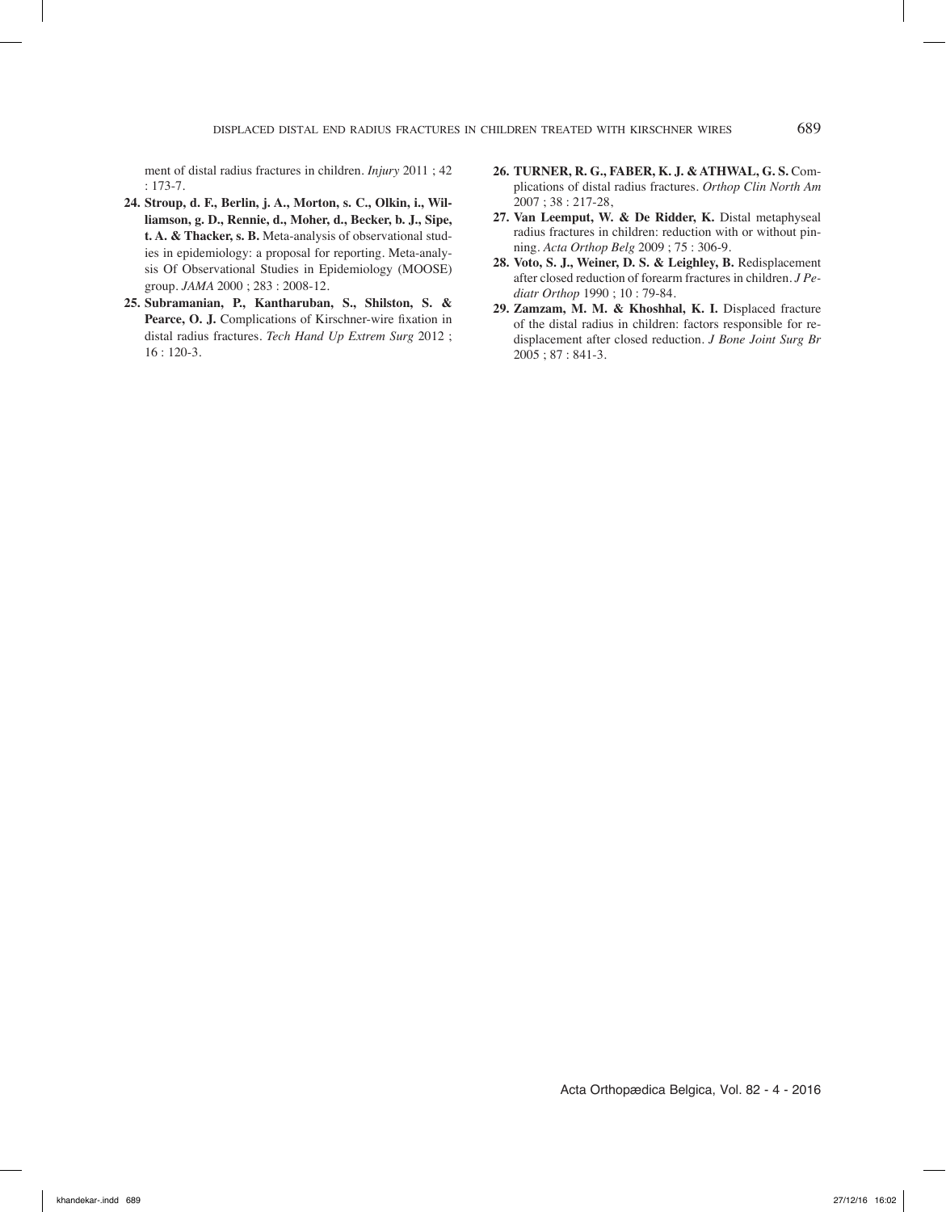ment of distal radius fractures in children. *Injury* 2011 ; 42 : 173-7.

24. **Stroup, d. F., Berlin, j. A., Morton, s. C., Olkin, i., Williamson, g. D., Rennie, d., Moher, d., Becker, b. J., Sipe, t. A. & Thacker, s. B.** Meta-analysis of observational studies in epidemiology: a proposal for reporting. Meta-analysis Of Observational Studies in Epidemiology (MOOSE) group. *JAMA* 2000 ; 283 : 2008-12.
25. **Subramanian, P., Kantharuban, S., Shilston, S. & Pearce, O. J.** Complications of Kirschner-wire fixation in distal radius fractures. *Tech Hand Up Extrem Surg* 2012 ; 16 : 120-3.
26. **TURNER, R. G., FABER, K. J. & ATHWAL, G. S.** Complications of distal radius fractures. *Orthop Clin North Am* 2007 ; 38 : 217-28,
27. **Van Leemput, W. & De Ridder, K.** Distal metaphyseal radius fractures in children: reduction with or without pinning. *Acta Orthop Belg* 2009 ; 75 : 306-9.
28. **Voto, S. J., Weiner, D. S. & Leighley, B.** Redisplacement after closed reduction of forearm fractures in children. *J Pediatr Orthop* 1990 ; 10 : 79-84.
29. **Zamzam, M. M. & Khoshhal, K. I.** Displaced fracture of the distal radius in children: factors responsible for redisplacement after closed reduction. *J Bone Joint Surg Br* 2005 ; 87 : 841-3.